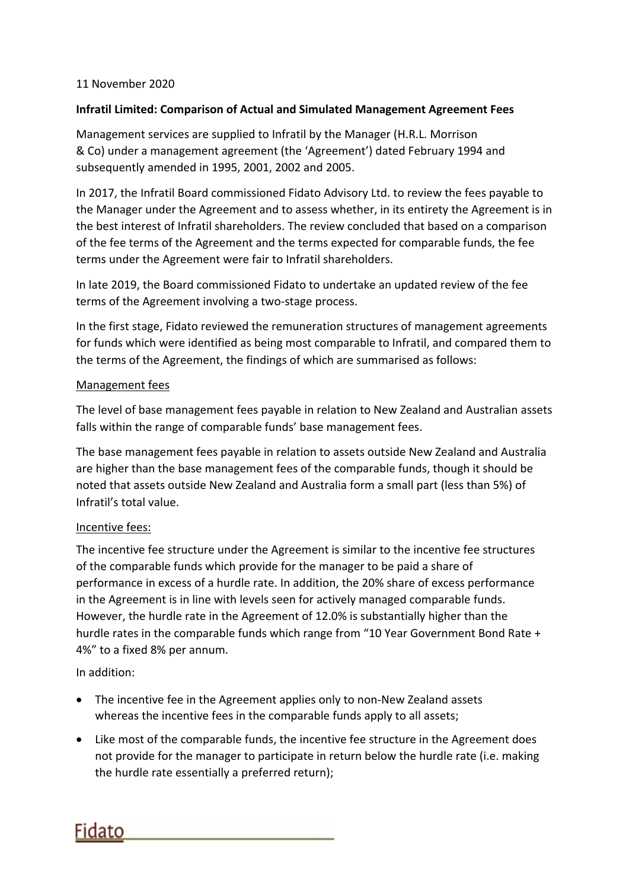11 November 2020

**Infratil Limited: Comparison of Actual and Simulated Management Agreement Fees**

Management services are supplied to Infratil by the Manager (H.R.L. Morrison & Co) under a management agreement (the 'Agreement') dated February 1994 and subsequently amended in 1995, 2001, 2002 and 2005.

In 2017, the Infratil Board commissioned Fidato Advisory Ltd. to review the fees payable to the Manager under the Agreement and to assess whether, in its entirety the Agreement is in the best interest of Infratil shareholders. The review concluded that based on a comparison of the fee terms of the Agreement and the terms expected for comparable funds, the fee terms under the Agreement were fair to Infratil shareholders.

In late 2019, the Board commissioned Fidato to undertake an updated review of the fee terms of the Agreement involving a two-stage process.

In the first stage, Fidato reviewed the remuneration structures of management agreements for funds which were identified as being most comparable to Infratil, and compared them to the terms of the Agreement, the findings of which are summarised as follows:

<u>Management fees</u>

The level of base management fees payable in relation to New Zealand and Australian assets falls within the range of comparable funds' base management fees.

The base management fees payable in relation to assets outside New Zealand and Australia are higher than the base management fees of the comparable funds, though it should be noted that assets outside New Zealand and Australia form a small part (less than 5%) of Infratil's total value.

<u>Incentive fees:</u>

The incentive fee structure under the Agreement is similar to the incentive fee structures of the comparable funds which provide for the manager to be paid a share of performance in excess of a hurdle rate. In addition, the 20% share of excess performance in the Agreement is in line with levels seen for actively managed comparable funds. However, the hurdle rate in the Agreement of 12.0% is substantially higher than the hurdle rates in the comparable funds which range from "10 Year Government Bond Rate + 4%" to a fixed 8% per annum.

In addition:

- The incentive fee in the Agreement applies only to non-New Zealand assets whereas the incentive fees in the comparable funds apply to all assets;
- Like most of the comparable funds, the incentive fee structure in the Agreement does not provide for the manager to participate in return below the hurdle rate (i.e. making the hurdle rate essentially a preferred return);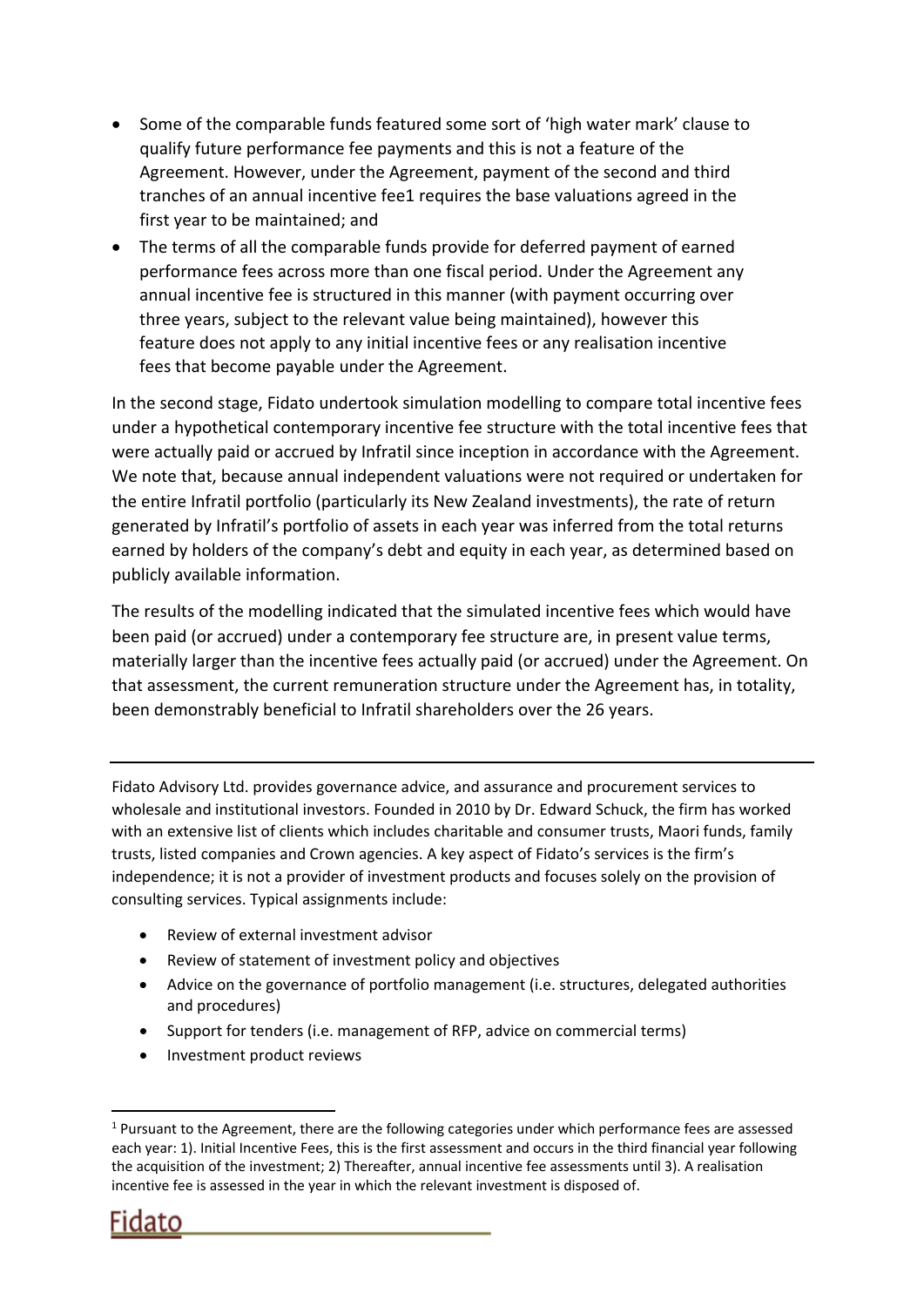- Some of the comparable funds featured some sort of 'high water mark' clause to qualify future performance fee payments and this is not a feature of the Agreement. However, under the Agreement, payment of the second and third tranches of an annual incentive fee[1] requires the base valuations agreed in the first year to be maintained; and
- The terms of all the comparable funds provide for deferred payment of earned performance fees across more than one fiscal period. Under the Agreement any annual incentive fee is structured in this manner (with payment occurring over three years, subject to the relevant value being maintained), however this feature does not apply to any initial incentive fees or any realisation incentive fees that become payable under the Agreement.

In the second stage, Fidato undertook simulation modelling to compare total incentive fees under a hypothetical contemporary incentive fee structure with the total incentive fees that were actually paid or accrued by Infratil since inception in accordance with the Agreement. We note that, because annual independent valuations were not required or undertaken for the entire Infratil portfolio (particularly its New Zealand investments), the rate of return generated by Infratil's portfolio of assets in each year was inferred from the total returns earned by holders of the company's debt and equity in each year, as determined based on publicly available information.

The results of the modelling indicated that the simulated incentive fees which would have been paid (or accrued) under a contemporary fee structure are, in present value terms, materially larger than the incentive fees actually paid (or accrued) under the Agreement. On that assessment, the current remuneration structure under the Agreement has, in totality, been demonstrably beneficial to Infratil shareholders over the 26 years.

---

Fidato Advisory Ltd. provides governance advice, and assurance and procurement services to wholesale and institutional investors. Founded in 2010 by Dr. Edward Schuck, the firm has worked with an extensive list of clients which includes charitable and consumer trusts, Maori funds, family trusts, listed companies and Crown agencies. A key aspect of Fidato's services is the firm's independence; it is not a provider of investment products and focuses solely on the provision of consulting services. Typical assignments include:

- Review of external investment advisor
- Review of statement of investment policy and objectives
- Advice on the governance of portfolio management (i.e. structures, delegated authorities and procedures)
- Support for tenders (i.e. management of RFP, advice on commercial terms)
- Investment product reviews

[1] Pursuant to the Agreement, there are the following categories under which performance fees are assessed each year: 1). Initial Incentive Fees, this is the first assessment and occurs in the third financial year following the acquisition of the investment; 2) Thereafter, annual incentive fee assessments until 3). A realisation incentive fee is assessed in the year in which the relevant investment is disposed of.